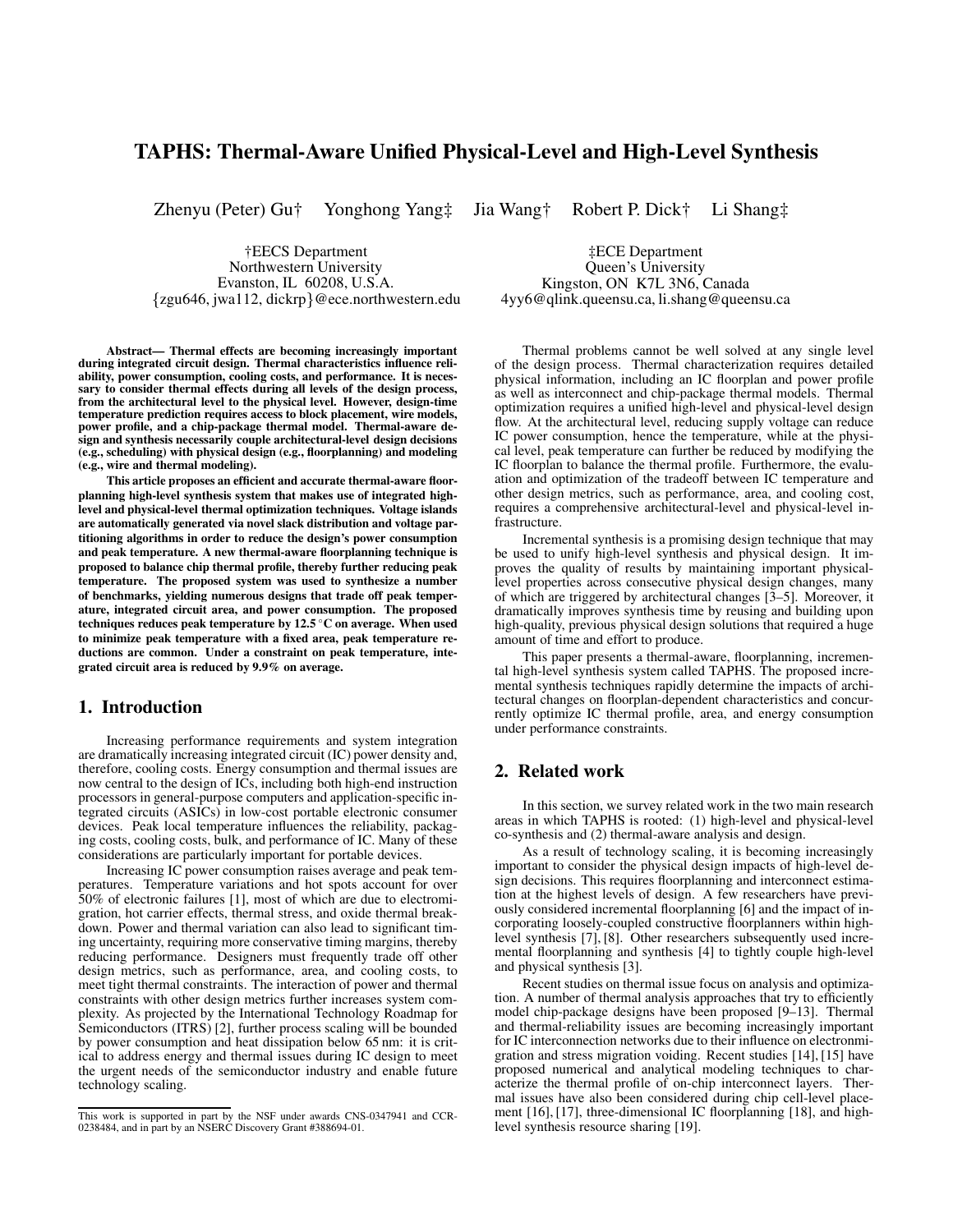# TAPHS: Thermal-Aware Unified Physical-Level and High-Level Synthesis

Zhenyu (Peter) Gu† Yonghong Yang‡ Jia Wang† Robert P. Dick† Li Shang‡

†EECS Department
Northwestern University
Evanston, IL 60208, U.S.A.
{zgu646, jwa112, dickrp}@ece.northwestern.edu

‡ECE Department
Queen's University
Kingston, ON K7L 3N6, Canada
4yy6@qlink.queensu.ca, li.shang@queensu.ca

**Abstract— Thermal effects are becoming increasingly important during integrated circuit design. Thermal characteristics influence reliability, power consumption, cooling costs, and performance. It is necessary to consider thermal effects during all levels of the design process, from the architectural level to the physical level. However, design-time temperature prediction requires access to block placement, wire models, power profile, and a chip-package thermal model. Thermal-aware design and synthesis necessarily couple architectural-level design decisions (e.g., scheduling) with physical design (e.g., floorplanning) and modeling (e.g., wire and thermal modeling).**

**This article proposes an efficient and accurate thermal-aware floorplanning high-level synthesis system that makes use of integrated high-level and physical-level thermal optimization techniques. Voltage islands are automatically generated via novel slack distribution and voltage partitioning algorithms in order to reduce the design's power consumption and peak temperature. A new thermal-aware floorplanning technique is proposed to balance chip thermal profile, thereby further reducing peak temperature. The proposed system was used to synthesize a number of benchmarks, yielding numerous designs that trade off peak temperature, integrated circuit area, and power consumption. The proposed techniques reduces peak temperature by 12.5 °C on average. When used to minimize peak temperature with a fixed area, peak temperature reductions are common. Under a constraint on peak temperature, integrated circuit area is reduced by 9.9% on average.**

## 1. Introduction

Increasing performance requirements and system integration are dramatically increasing integrated circuit (IC) power density and, therefore, cooling costs. Energy consumption and thermal issues are now central to the design of ICs, including both high-end instruction processors in general-purpose computers and application-specific integrated circuits (ASICs) in low-cost portable electronic consumer devices. Peak local temperature influences the reliability, packaging costs, cooling costs, bulk, and performance of IC. Many of these considerations are particularly important for portable devices.

Increasing IC power consumption raises average and peak temperatures. Temperature variations and hot spots account for over 50% of electronic failures [1], most of which are due to electromigration, hot carrier effects, thermal stress, and oxide thermal breakdown. Power and thermal variation can also lead to significant timing uncertainty, requiring more conservative timing margins, thereby reducing performance. Designers must frequently trade off other design metrics, such as performance, area, and cooling costs, to meet tight thermal constraints. The interaction of power and thermal constraints with other design metrics further increases system complexity. As projected by the International Technology Roadmap for Semiconductors (ITRS) [2], further process scaling will be bounded by power consumption and heat dissipation below 65 nm: it is critical to address energy and thermal issues during IC design to meet the urgent needs of the semiconductor industry and enable future technology scaling.

Thermal problems cannot be well solved at any single level of the design process. Thermal characterization requires detailed physical information, including an IC floorplan and power profile as well as interconnect and chip-package thermal models. Thermal optimization requires a unified high-level and physical-level design flow. At the architectural level, reducing supply voltage can reduce IC power consumption, hence the temperature, while at the physical level, peak temperature can further be reduced by modifying the IC floorplan to balance the thermal profile. Furthermore, the evaluation and optimization of the tradeoff between IC temperature and other design metrics, such as performance, area, and cooling cost, requires a comprehensive architectural-level and physical-level infrastructure.

Incremental synthesis is a promising design technique that may be used to unify high-level synthesis and physical design. It improves the quality of results by maintaining important physical-level properties across consecutive physical design changes, many of which are triggered by architectural changes [3–5]. Moreover, it dramatically improves synthesis time by reusing and building upon high-quality, previous physical design solutions that required a huge amount of time and effort to produce.

This paper presents a thermal-aware, floorplanning, incremental high-level synthesis system called TAPHS. The proposed incremental synthesis techniques rapidly determine the impacts of architectural changes on floorplan-dependent characteristics and concurrently optimize IC thermal profile, area, and energy consumption under performance constraints.

## 2. Related work

In this section, we survey related work in the two main research areas in which TAPHS is rooted: (1) high-level and physical-level co-synthesis and (2) thermal-aware analysis and design.

As a result of technology scaling, it is becoming increasingly important to consider the physical design impacts of high-level design decisions. This requires floorplanning and interconnect estimation at the highest levels of design. A few researchers have previously considered incremental floorplanning [6] and the impact of incorporating loosely-coupled constructive floorplanners within high-level synthesis [7], [8]. Other researchers subsequently used incremental floorplanning and synthesis [4] to tightly couple high-level and physical synthesis [3].

Recent studies on thermal issue focus on analysis and optimization. A number of thermal analysis approaches that try to efficiently model chip-package designs have been proposed [9–13]. Thermal and thermal-reliability issues are becoming increasingly important for IC interconnection networks due to their influence on electronmigration and stress migration voiding. Recent studies [14], [15] have proposed numerical and analytical modeling techniques to characterize the thermal profile of on-chip interconnect layers. Thermal issues have also been considered during chip cell-level placement [16], [17], three-dimensional IC floorplanning [18], and high-level synthesis resource sharing [19].

This work is supported in part by the NSF under awards CNS-0347941 and CCR-0238484, and in part by an NSERC Discovery Grant #388694-01.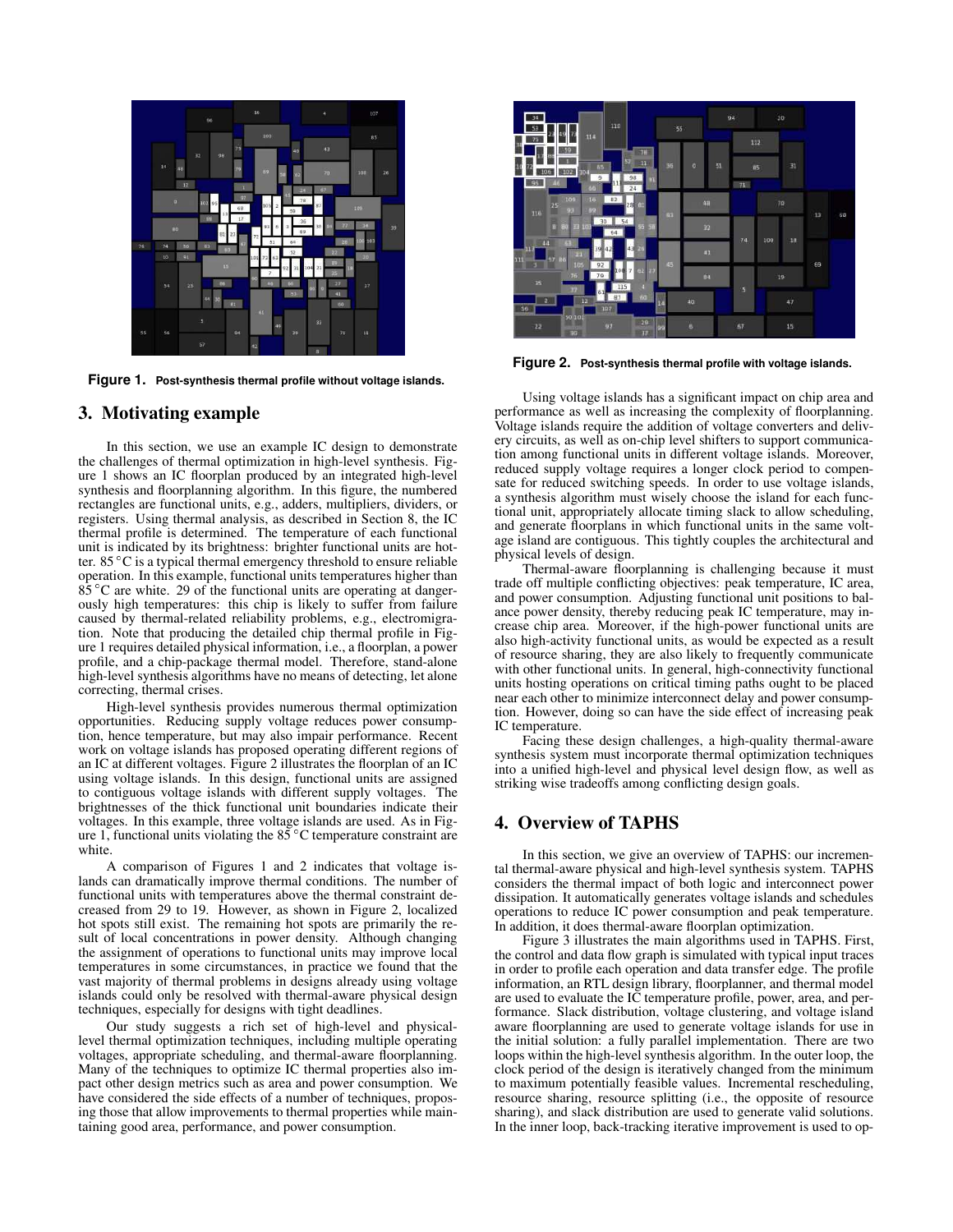Figure 1. Post-synthesis thermal profile without voltage islands.

Figure 2. Post-synthesis thermal profile with voltage islands.

## 3. Motivating example

In this section, we use an example IC design to demonstrate the challenges of thermal optimization in high-level synthesis. Figure 1 shows an IC floorplan produced by an integrated high-level synthesis and floorplanning algorithm. In this figure, the numbered rectangles are functional units, e.g., adders, multipliers, dividers, or registers. Using thermal analysis, as described in Section 8, the IC thermal profile is determined. The temperature of each functional unit is indicated by its brightness: brighter functional units are hotter. 85 °C is a typical thermal emergency threshold to ensure reliable operation. In this example, functional units temperatures higher than 85 °C are white. 29 of the functional units are operating at dangerously high temperatures: this chip is likely to suffer from failure caused by thermal-related reliability problems, e.g., electromigration. Note that producing the detailed chip thermal profile in Figure 1 requires detailed physical information, i.e., a floorplan, a power profile, and a chip-package thermal model. Therefore, stand-alone high-level synthesis algorithms have no means of detecting, let alone correcting, thermal crises.

High-level synthesis provides numerous thermal optimization opportunities. Reducing supply voltage reduces power consumption, hence temperature, but may also impair performance. Recent work on voltage islands has proposed operating different regions of an IC at different voltages. Figure 2 illustrates the floorplan of an IC using voltage islands. In this design, functional units are assigned to contiguous voltage islands with different supply voltages. The brightnesses of the thick functional unit boundaries indicate their voltages. In this example, three voltage islands are used. As in Figure 1, functional units violating the 85 °C temperature constraint are white.

A comparison of Figures 1 and 2 indicates that voltage islands can dramatically improve thermal conditions. The number of functional units with temperatures above the thermal constraint decreased from 29 to 19. However, as shown in Figure 2, localized hot spots still exist. The remaining hot spots are primarily the result of local concentrations in power density. Although changing the assignment of operations to functional units may improve local temperatures in some circumstances, in practice we found that the vast majority of thermal problems in designs already using voltage islands could only be resolved with thermal-aware physical design techniques, especially for designs with tight deadlines.

Our study suggests a rich set of high-level and physical-level thermal optimization techniques, including multiple operating voltages, appropriate scheduling, and thermal-aware floorplanning. Many of the techniques to optimize IC thermal properties also impact other design metrics such as area and power consumption. We have considered the side effects of a number of techniques, proposing those that allow improvements to thermal properties while maintaining good area, performance, and power consumption.

Using voltage islands has a significant impact on chip area and performance as well as increasing the complexity of floorplanning. Voltage islands require the addition of voltage converters and delivery circuits, as well as on-chip level shifters to support communication among functional units in different voltage islands. Moreover, reduced supply voltage requires a longer clock period to compensate for reduced switching speeds. In order to use voltage islands, a synthesis algorithm must wisely choose the island for each functional unit, appropriately allocate timing slack to allow scheduling, and generate floorplans in which functional units in the same voltage island are contiguous. This tightly couples the architectural and physical levels of design.

Thermal-aware floorplanning is challenging because it must trade off multiple conflicting objectives: peak temperature, IC area, and power consumption. Adjusting functional unit positions to balance power density, thereby reducing peak IC temperature, may increase chip area. Moreover, if the high-power functional units are also high-activity functional units, as would be expected as a result of resource sharing, they are also likely to frequently communicate with other functional units. In general, high-connectivity functional units hosting operations on critical timing paths ought to be placed near each other to minimize interconnect delay and power consumption. However, doing so can have the side effect of increasing peak IC temperature.

Facing these design challenges, a high-quality thermal-aware synthesis system must incorporate thermal optimization techniques into a unified high-level and physical level design flow, as well as striking wise tradeoffs among conflicting design goals.

## 4. Overview of TAPHS

In this section, we give an overview of TAPHS: our incremental thermal-aware physical and high-level synthesis system. TAPHS considers the thermal impact of both logic and interconnect power dissipation. It automatically generates voltage islands and schedules operations to reduce IC power consumption and peak temperature. In addition, it does thermal-aware floorplan optimization.

Figure 3 illustrates the main algorithms used in TAPHS. First, the control and data flow graph is simulated with typical input traces in order to profile each operation and data transfer edge. The profile information, an RTL design library, floorplanner, and thermal model are used to evaluate the IC temperature profile, power, area, and performance. Slack distribution, voltage clustering, and voltage island aware floorplanning are used to generate voltage islands for use in the initial solution: a fully parallel implementation. There are two loops within the high-level synthesis algorithm. In the outer loop, the clock period of the design is iteratively changed from the minimum to maximum potentially feasible values. Incremental rescheduling, resource sharing, resource splitting (i.e., the opposite of resource sharing), and slack distribution are used to generate valid solutions. In the inner loop, back-tracking iterative improvement is used to op-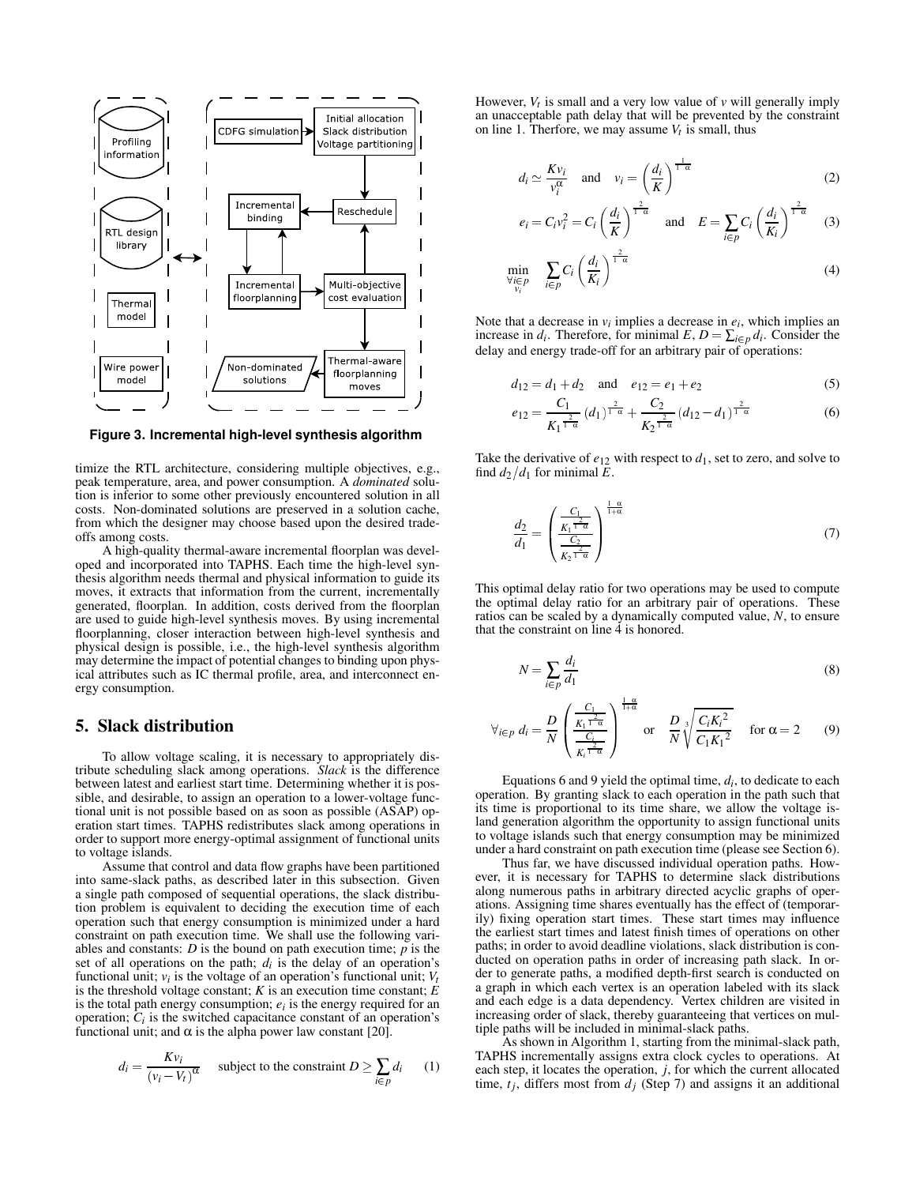Figure 3. Incremental high-level synthesis algorithm

timize the RTL architecture, considering multiple objectives, e.g., peak temperature, area, and power consumption. A *dominated* solution is inferior to some other previously encountered solution in all costs. Non-dominated solutions are preserved in a solution cache, from which the designer may choose based upon the desired tradeoffs among costs.

A high-quality thermal-aware incremental floorplan was developed and incorporated into TAPHS. Each time the high-level synthesis algorithm needs thermal and physical information to guide its moves, it extracts that information from the current, incrementally generated, floorplan. In addition, costs derived from the floorplan are used to guide high-level synthesis moves. By using incremental floorplanning, closer interaction between high-level synthesis and physical design is possible, i.e., the high-level synthesis algorithm may determine the impact of potential changes to binding upon physical attributes such as IC thermal profile, area, and interconnect energy consumption.

## 5. Slack distribution

To allow voltage scaling, it is necessary to appropriately distribute scheduling slack among operations. *Slack* is the difference between latest and earliest start time. Determining whether it is possible, and desirable, to assign an operation to a lower-voltage functional unit is not possible based on as soon as possible (ASAP) operation start times. TAPHS redistributes slack among operations in order to support more energy-optimal assignment of functional units to voltage islands.

Assume that control and data flow graphs have been partitioned into same-slack paths, as described later in this subsection. Given a single path composed of sequential operations, the slack distribution problem is equivalent to deciding the execution time of each operation such that energy consumption is minimized under a hard constraint on path execution time. We shall use the following variables and constants: $D$ is the bound on path execution time; $p$ is the set of all operations on the path; $d_i$ is the delay of an operation's functional unit; $v_i$ is the voltage of an operation's functional unit; $V_t$ is the threshold voltage constant; $K$ is an execution time constant; $E$ is the total path energy consumption; $e_i$ is the energy required for an operation; $C_i$ is the switched capacitance constant of an operation's functional unit; and $\alpha$ is the alpha power law constant [20].

$$d_i = \frac{K v_i}{(v_i - V_t)^{\alpha}} \quad \text{subject to the constraint } D \geq \sum_{i \in p} d_i \tag{1}$$

However, $V_t$ is small and a very low value of $v$ will generally imply an unacceptable path delay that will be prevented by the constraint on line 1. Therfore, we may assume $V_t$ is small, thus

$$d_i \simeq \frac{K v_i}{v_i^{\alpha}} \quad \text{and} \quad v_i = \left(\frac{d_i}{K}\right)^{\frac{1}{1-\alpha}} \tag{2}$$

$$e_i = C_i v_i^2 = C_i \left(\frac{d_i}{K}\right)^{\frac{2}{1-\alpha}} \quad \text{and} \quad E = \sum_{i \in p} C_i \left(\frac{d_i}{K_i}\right)^{\frac{2}{1-\alpha}} \tag{3}$$

$$\min_{\substack{\forall i \in p \\ v_i}} \sum_{i \in p} C_i \left(\frac{d_i}{K_i}\right)^{\frac{2}{1-\alpha}} \tag{4}$$

Note that a decrease in $v_i$ implies a decrease in $e_i$, which implies an increase in $d_i$. Therefore, for minimal $E$, $D = \sum_{i \in p} d_i$. Consider the delay and energy trade-off for an arbitrary pair of operations:

$$d_{12} = d_1 + d_2 \quad \text{and} \quad e_{12} = e_1 + e_2 \tag{5}$$

$$e_{12} = \frac{C_1}{K_1^{\frac{2}{1-\alpha}}} (d_1)^{\frac{2}{1-\alpha}} + \frac{C_2}{K_2^{\frac{2}{1-\alpha}}} (d_{12} - d_1)^{\frac{2}{1-\alpha}} \tag{6}$$

Take the derivative of $e_{12}$ with respect to $d_1$, set to zero, and solve to find $d_2/d_1$ for minimal $E$.

$$\frac{d_2}{d_1} = \left( \frac{\frac{C_1}{K_1^{\frac{2}{1-\alpha}}}}{\frac{C_2}{K_2^{\frac{2}{1-\alpha}}}} \right)^{\frac{1-\alpha}{1+\alpha}} \tag{7}$$

This optimal delay ratio for two operations may be used to compute the optimal delay ratio for an arbitrary pair of operations. These ratios can be scaled by a dynamically computed value, $N$, to ensure that the constraint on line 4 is honored.

$$N = \sum_{i \in p} \frac{d_i}{d_1} \tag{8}$$

$$\forall_{i \in p}\, d_i = \frac{D}{N} \left( \frac{\frac{C_1}{K_1^{\frac{2}{1-\alpha}}}}{\frac{C_i}{K_i^{\frac{2}{1-\alpha}}}} \right)^{\frac{1-\alpha}{1+\alpha}} \quad \text{or} \quad \frac{D}{N} \sqrt[3]{\frac{C_i {K_i}^2}{C_1 {K_1}^2}} \quad \text{for } \alpha = 2 \tag{9}$$

Equations 6 and 9 yield the optimal time, $d_i$, to dedicate to each operation. By granting slack to each operation in the path such that its time is proportional to its time share, we allow the voltage island generation algorithm the opportunity to assign functional units to voltage islands such that energy consumption may be minimized under a hard constraint on path execution time (please see Section 6).

Thus far, we have discussed individual operation paths. However, it is necessary for TAPHS to determine slack distributions along numerous paths in arbitrary directed acyclic graphs of operations. Assigning time shares eventually has the effect of (temporarily) fixing operation start times. These start times may influence the earliest start times and latest finish times of operations on other paths; in order to avoid deadline violations, slack distribution is conducted on operation paths in order of increasing path slack. In order to generate paths, a modified depth-first search is conducted on a graph in which each vertex is an operation labeled with its slack and each edge is a data dependency. Vertex children are visited in increasing order of slack, thereby guaranteeing that vertices on multiple paths will be included in minimal-slack paths.

As shown in Algorithm 1, starting from the minimal-slack path, TAPHS incrementally assigns extra clock cycles to operations. At each step, it locates the operation, $j$, for which the current allocated time, $t_j$, differs most from $d_j$ (Step 7) and assigns it an additional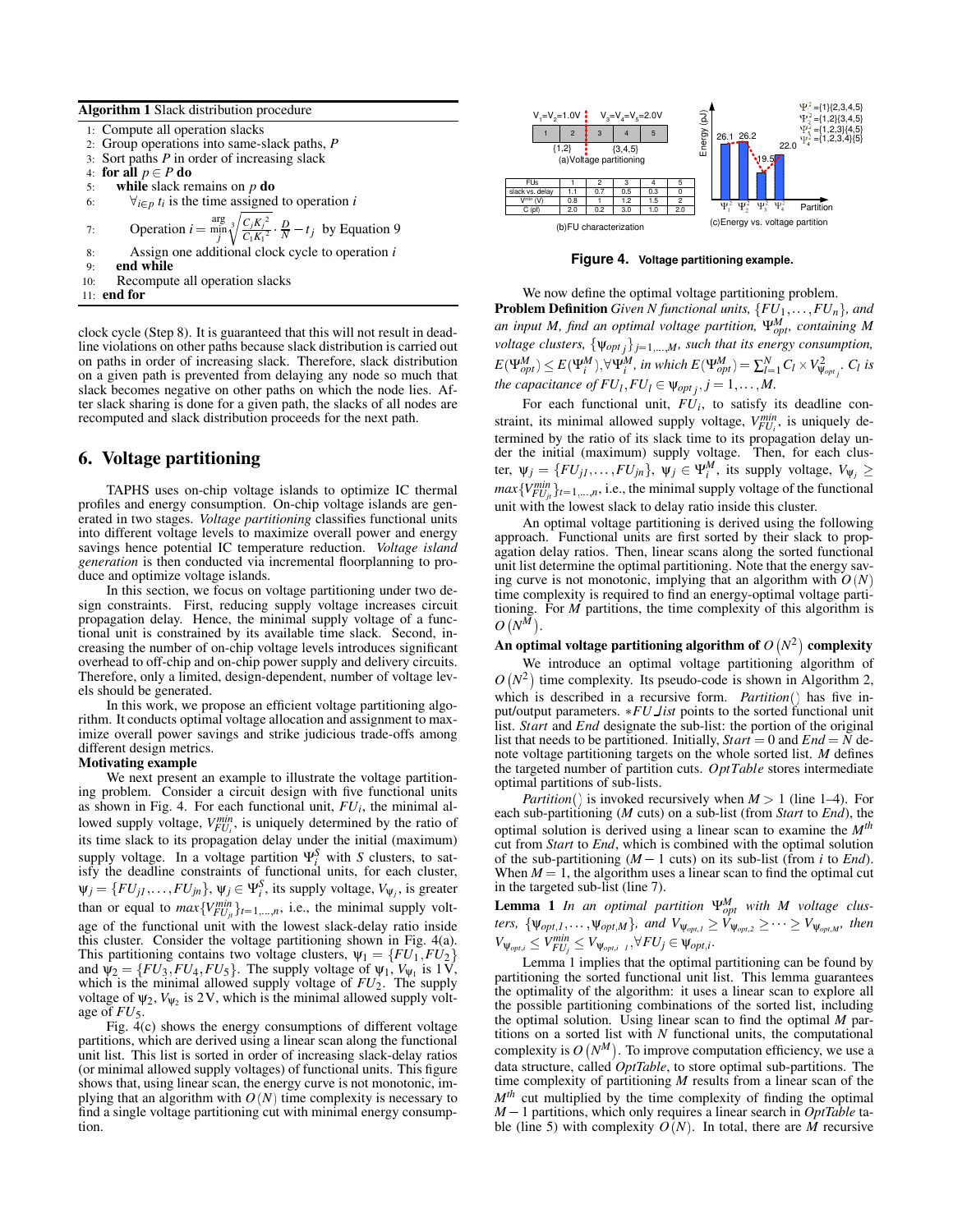**Algorithm 1** Slack distribution procedure

1: Compute all operation slacks
2: Group operations into same-slack paths, $P$
3: Sort paths $P$ in order of increasing slack
4: **for all** $p \in P$ **do**
5: **while** slack remains on $p$ **do**
6: $\forall_{i \in p}$ $t_i$ is the time assigned to operation $i$
7: Operation $i = \underset{j}{\arg\min} \sqrt[3]{\frac{C_j K_j^2}{C_1 K_1^2}} \cdot \frac{D}{N} - t_j$ by Equation 9
8: Assign one additional clock cycle to operation $i$
9: **end while**
10: Recompute all operation slacks
11: **end for**

clock cycle (Step 8). It is guaranteed that this will not result in deadline violations on other paths because slack distribution is carried out on paths in order of increasing slack. Therefore, slack distribution on a given path is prevented from delaying any node so much that slack becomes negative on other paths on which the node lies. After slack sharing is done for a given path, the slacks of all nodes are recomputed and slack distribution proceeds for the next path.

## 6. Voltage partitioning

TAPHS uses on-chip voltage islands to optimize IC thermal profiles and energy consumption. On-chip voltage islands are generated in two stages. *Voltage partitioning* classifies functional units into different voltage levels to maximize overall power and energy savings hence potential IC temperature reduction. *Voltage island generation* is then conducted via incremental floorplanning to produce and optimize voltage islands.

In this section, we focus on voltage partitioning under two design constraints. First, reducing supply voltage increases circuit propagation delay. Hence, the minimal supply voltage of a functional unit is constrained by its available time slack. Second, increasing the number of on-chip voltage levels introduces significant overhead to off-chip and on-chip power supply and delivery circuits. Therefore, only a limited, design-dependent, number of voltage levels should be generated.

In this work, we propose an efficient voltage partitioning algorithm. It conducts optimal voltage allocation and assignment to maximize overall power savings and strike judicious trade-offs among different design metrics.

**Motivating example**

We next present an example to illustrate the voltage partitioning problem. Consider a circuit design with five functional units as shown in Fig. 4. For each functional unit, $FU_i$, the minimal allowed supply voltage, $V_{FU_i}^{min}$, is uniquely determined by the ratio of its time slack to its propagation delay under the initial (maximum) supply voltage. In a voltage partition $\Psi_i^S$ with $S$ clusters, to satisfy the deadline constraints of functional units, for each cluster, $\psi_j = \{FU_{j1}, \ldots, FU_{jn}\}$, $\psi_j \in \Psi_i^S$, its supply voltage, $V_{\psi_j}$, is greater than or equal to $max\{V_{FU_{jt}}^{min}\}_{t=1,\ldots,n}$, i.e., the minimal supply voltage of the functional unit with the lowest slack-delay ratio inside this cluster. Consider the voltage partitioning shown in Fig. 4(a). This partitioning contains two voltage clusters, $\psi_1 = \{FU_1, FU_2\}$ and $\psi_2 = \{FU_3, FU_4, FU_5\}$. The supply voltage of $\psi_1$, $V_{\psi_1}$ is 1 V, which is the minimal allowed supply voltage of $FU_2$. The supply voltage of $\psi_2$, $V_{\psi_2}$ is 2 V, which is the minimal allowed supply voltage of $FU_5$.

Fig. 4(c) shows the energy consumptions of different voltage partitions, which are derived using a linear scan along the functional unit list. This list is sorted in order of increasing slack-delay ratios (or minimal allowed supply voltages) of functional units. This figure shows that, using linear scan, the energy curve is not monotonic, implying that an algorithm with $O(N)$ time complexity is necessary to find a single voltage partitioning cut with minimal energy consumption.

| FUs | 1 | 2 | 3 | 4 | 5 |
|---|---|---|---|---|---|
| slack vs. delay | 1.1 | 0.7 | 0.5 | 0.3 | 0 |
| $V^{min}$ (V) | 0.8 | 1 | 1.2 | 1.5 | 2 |
| C (pf) | 2.0 | 0.2 | 3.0 | 1.0 | 2.0 |

(a)Voltage partitioning (b)FU characterization (c)Energy vs. voltage partition

**Figure 4. Voltage partitioning example.**

We now define the optimal voltage partitioning problem.

**Problem Definition** *Given N functional units, $\{FU_1, \ldots, FU_n\}$, and an input M, find an optimal voltage partition, $\Psi_{opt}^M$, containing M voltage clusters, $\{\psi_{opt\,j}\}_{j=1,\ldots,M}$, such that its energy consumption, $E(\Psi_{opt}^M) \le E(\Psi_i^M), \forall \Psi_i^M$, in which $E(\Psi_{opt}^M) = \sum_{l=1}^{N} C_l \times V_{\psi_{opt\,j}}^2$. $C_l$ is the capacitance of $FU_l, FU_l \in \psi_{opt\,j}, j = 1, \ldots, M$.*

For each functional unit, $FU_i$, to satisfy its deadline constraint, its minimal allowed supply voltage, $V_{FU_i}^{min}$, is uniquely determined by the ratio of its slack time to its propagation delay under the initial (maximum) supply voltage. Then, for each cluster, $\psi_j = \{FU_{j1}, \ldots, FU_{jn}\}$, $\psi_j \in \Psi_i^M$, its supply voltage, $V_{\psi_j} \ge max\{V_{FU_{jt}}^{min}\}_{t=1,\ldots,n}$, i.e., the minimal supply voltage of the functional unit with the lowest slack to delay ratio inside this cluster.

An optimal voltage partitioning is derived using the following approach. Functional units are first sorted by their slack to propagation delay ratios. Then, linear scans along the sorted functional unit list determine the optimal partitioning. Note that the energy saving curve is not monotonic, implying that an algorithm with $O(N)$ time complexity is required to find an energy-optimal voltage partitioning. For $M$ partitions, the time complexity of this algorithm is $O(N^M)$.

**An optimal voltage partitioning algorithm of $O(N^2)$ complexity**

We introduce an optimal voltage partitioning algorithm of $O(N^2)$ time complexity. Its pseudo-code is shown in Algorithm 2, which is described in a recursive form. *Partition*() has five input/output parameters. $*FU\_list$ points to the sorted functional unit list. *Start* and *End* designate the sub-list: the portion of the original list that needs to be partitioned. Initially, $Start = 0$ and $End = N$ denote voltage partitioning targets on the whole sorted list. $M$ defines the targeted number of partition cuts. $OptTable$ stores intermediate optimal partitions of sub-lists.

*Partition*() is invoked recursively when $M > 1$ (line 1–4). For each sub-partitioning ($M$ cuts) on a sub-list (from *Start* to *End*), the optimal solution is derived using a linear scan to examine the $M^{th}$ cut from *Start* to *End*, which is combined with the optimal solution of the sub-partitioning ($M-1$ cuts) on its sub-list (from $i$ to *End*). When $M = 1$, the algorithm uses a linear scan to find the optimal cut in the targeted sub-list (line 7).

**Lemma 1** *In an optimal partition $\Psi_{opt}^M$ with M voltage clusters, $\{\psi_{opt,1}, \ldots, \psi_{opt,M}\}$, and $V_{\psi_{opt,1}} \ge V_{\psi_{opt,2}} \ge \cdots \ge V_{\psi_{opt,M}}$, then $V_{\psi_{opt,i}} \le V_{FU_j}^{min} \le V_{\psi_{opt,i-1}}, \forall FU_j \in \psi_{opt,i}$.*

Lemma 1 implies that the optimal partitioning can be found by partitioning the sorted functional unit list. This lemma guarantees the optimality of the algorithm: it uses a linear scan to explore all the possible partitioning combinations of the sorted list, including the optimal solution. Using linear scan to find the optimal $M$ partitions on a sorted list with $N$ functional units, the computational complexity is $O(N^M)$. To improve computation efficiency, we use a data structure, called *OptTable*, to store optimal sub-partitions. The time complexity of partitioning $M$ results from a linear scan of the $M^{th}$ cut multiplied by the time complexity of finding the optimal $M-1$ partitions, which only requires a linear search in *OptTable* table (line 5) with complexity $O(N)$. In total, there are $M$ recursive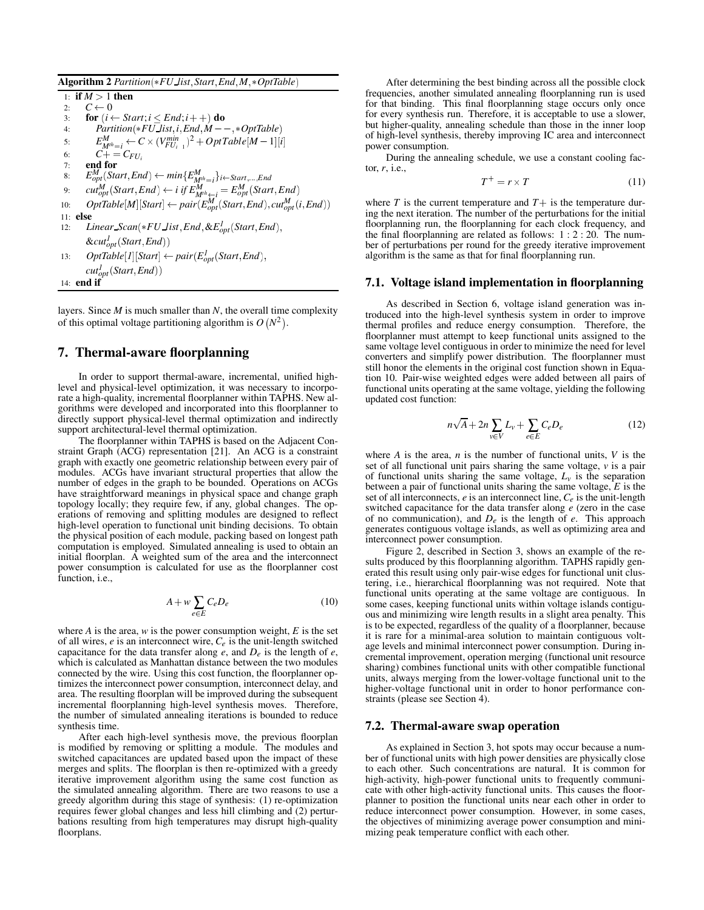**Algorithm 2** *Partition*($*FU\_list, Start, End, M, *OptTable$)

```
1:  if M > 1 then
2:    C ← 0
3:    for (i ← Start; i ≤ End; i++) do
4:      Partition(*FU_list, i, End, M−−, *OptTable)
5:      E^M_{M^th=i} ← C × (V^min_{FU_{i−1}})^2 + OptTable[M−1][i]
6:      C+ = C_{FU_i}
7:    end for
8:    E^M_opt(Start, End) ← min{E^M_{M^th=i}}_{i←Start,...,End}
9:    cut^M_opt(Start, End) ← i if E^M_{M^th←i} = E^M_opt(Start, End)
10:   OptTable[M][Start] ← pair(E^M_opt(Start, End), cut^M_opt(i, End))
11: else
12:   Linear_Scan(*FU_list, End, &E^I_opt(Start, End),
        &cut^I_opt(Start, End))
13:   OptTable[I][Start] ← pair(E^I_opt(Start, End),
        cut^I_opt(Start, End))
14: end if
```

layers. Since $M$ is much smaller than $N$, the overall time complexity of this optimal voltage partitioning algorithm is $O\left(N^2\right)$.

## 7. Thermal-aware floorplanning

In order to support thermal-aware, incremental, unified high-level and physical-level optimization, it was necessary to incorporate a high-quality, incremental floorplanner within TAPHS. New algorithms were developed and incorporated into this floorplanner to directly support physical-level thermal optimization and indirectly support architectural-level thermal optimization.

The floorplanner within TAPHS is based on the Adjacent Constraint Graph (ACG) representation [21]. An ACG is a constraint graph with exactly one geometric relationship between every pair of modules. ACGs have invariant structural properties that allow the number of edges in the graph to be bounded. Operations on ACGs have straightforward meanings in physical space and change graph topology locally; they require few, if any, global changes. The operations of removing and splitting modules are designed to reflect high-level operation to functional unit binding decisions. To obtain the physical position of each module, packing based on longest path computation is employed. Simulated annealing is used to obtain an initial floorplan. A weighted sum of the area and the interconnect power consumption is calculated for use as the floorplanner cost function, i.e.,

$$A + w \sum_{e \in E} C_e D_e \tag{10}$$

where $A$ is the area, $w$ is the power consumption weight, $E$ is the set of all wires, $e$ is an interconnect wire, $C_e$ is the unit-length switched capacitance for the data transfer along $e$, and $D_e$ is the length of $e$, which is calculated as Manhattan distance between the two modules connected by the wire. Using this cost function, the floorplanner optimizes the interconnect power consumption, interconnect delay, and area. The resulting floorplan will be improved during the subsequent incremental floorplanning high-level synthesis moves. Therefore, the number of simulated annealing iterations is bounded to reduce synthesis time.

After each high-level synthesis move, the previous floorplan is modified by removing or splitting a module. The modules and switched capacitances are updated based upon the impact of these merges and splits. The floorplan is then re-optimized with a greedy iterative improvement algorithm using the same cost function as the simulated annealing algorithm. There are two reasons to use a greedy algorithm during this stage of synthesis: (1) re-optimization requires fewer global changes and less hill climbing and (2) perturbations resulting from high temperatures may disrupt high-quality floorplans.

After determining the best binding across all the possible clock frequencies, another simulated annealing floorplanning run is used for that binding. This final floorplanning stage occurs only once for every synthesis run. Therefore, it is acceptable to use a slower, but higher-quality, annealing schedule than those in the inner loop of high-level synthesis, thereby improving IC area and interconnect power consumption.

During the annealing schedule, we use a constant cooling factor, $r$, i.e.,

$$T^{+} = r \times T \tag{11}$$

where $T$ is the current temperature and $T+$ is the temperature during the next iteration. The number of the perturbations for the initial floorplanning run, the floorplanning for each clock frequency, and the final floorplanning are related as follows: 1 : 2 : 20. The number of perturbations per round for the greedy iterative improvement algorithm is the same as that for final floorplanning run.

### 7.1. Voltage island implementation in floorplanning

As described in Section 6, voltage island generation was introduced into the high-level synthesis system in order to improve thermal profiles and reduce energy consumption. Therefore, the floorplanner must attempt to keep functional units assigned to the same voltage level contiguous in order to minimize the need for level converters and simplify power distribution. The floorplanner must still honor the elements in the original cost function shown in Equation 10. Pair-wise weighted edges were added between all pairs of functional units operating at the same voltage, yielding the following updated cost function:

$$n\sqrt{A} + 2n \sum_{v \in V} L_v + \sum_{e \in E} C_e D_e \tag{12}$$

where $A$ is the area, $n$ is the number of functional units, $V$ is the set of all functional unit pairs sharing the same voltage, $v$ is a pair of functional units sharing the same voltage, $L_v$ is the separation between a pair of functional units sharing the same voltage, $E$ is the set of all interconnects, $e$ is an interconnect line, $C_e$ is the unit-length switched capacitance for the data transfer along $e$ (zero in the case of no communication), and $D_e$ is the length of $e$. This approach generates contiguous voltage islands, as well as optimizing area and interconnect power consumption.

Figure 2, described in Section 3, shows an example of the results produced by this floorplanning algorithm. TAPHS rapidly generated this result using only pair-wise edges for functional unit clustering, i.e., hierarchical floorplanning was not required. Note that functional units operating at the same voltage are contiguous. In some cases, keeping functional units within voltage islands contiguous and minimizing wire length results in a slight area penalty. This is to be expected, regardless of the quality of a floorplanner, because it is rare for a minimal-area solution to maintain contiguous voltage levels and minimal interconnect power consumption. During incremental improvement, operation merging (functional unit resource sharing) combines functional units with other compatible functional units, always merging from the lower-voltage functional unit to the higher-voltage functional unit in order to honor performance constraints (please see Section 4).

### 7.2. Thermal-aware swap operation

As explained in Section 3, hot spots may occur because a number of functional units with high power densities are physically close to each other. Such concentrations are natural. It is common for high-activity, high-power functional units to frequently communicate with other high-activity functional units. This causes the floorplanner to position the functional units near each other in order to reduce interconnect power consumption. However, in some cases, the objectives of minimizing average power consumption and minimizing peak temperature conflict with each other.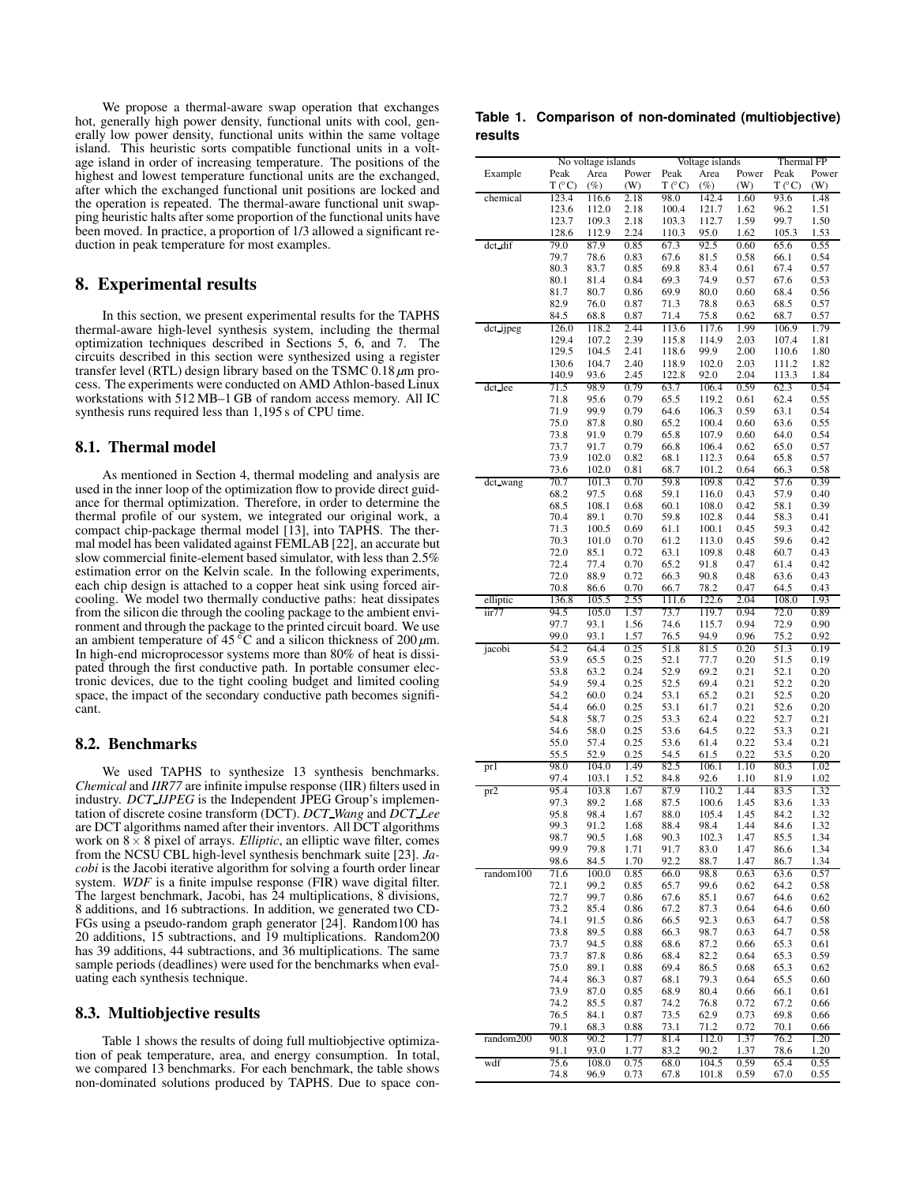We propose a thermal-aware swap operation that exchanges hot, generally high power density, functional units with cool, generally low power density, functional units within the same voltage island. This heuristic sorts compatible functional units in a voltage island in order of increasing temperature. The positions of the highest and lowest temperature functional units are the exchanged, after which the exchanged functional unit positions are locked and the operation is repeated. The thermal-aware functional unit swapping heuristic halts after some proportion of the functional units have been moved. In practice, a proportion of 1/3 allowed a significant reduction in peak temperature for most examples.

## 8. Experimental results

In this section, we present experimental results for the TAPHS thermal-aware high-level synthesis system, including the thermal optimization techniques described in Sections 5, 6, and 7. The circuits described in this section were synthesized using a register transfer level (RTL) design library based on the TSMC 0.18 $\mu$m process. The experiments were conducted on AMD Athlon-based Linux workstations with 512 MB–1 GB of random access memory. All IC synthesis runs required less than 1,195 s of CPU time.

### 8.1. Thermal model

As mentioned in Section 4, thermal modeling and analysis are used in the inner loop of the optimization flow to provide direct guidance for thermal optimization. Therefore, in order to determine the thermal profile of our system, we integrated our original work, a compact chip-package thermal model [13], into TAPHS. The thermal model has been validated against FEMLAB [22], an accurate but slow commercial finite-element based simulator, with less than 2.5% estimation error on the Kelvin scale. In the following experiments, each chip design is attached to a copper heat sink using forced air-cooling. We model two thermally conductive paths: heat dissipates from the silicon die through the cooling package to the ambient environment and through the package to the printed circuit board. We use an ambient temperature of 45 °C and a silicon thickness of 200 $\mu$m. In high-end microprocessor systems more than 80% of heat is dissipated through the first conductive path. In portable consumer electronic devices, due to the tight cooling budget and limited cooling space, the impact of the secondary conductive path becomes significant.

### 8.2. Benchmarks

We used TAPHS to synthesize 13 synthesis benchmarks. *Chemical* and *IIR77* are infinite impulse response (IIR) filters used in industry. *DCT_IJPEG* is the Independent JPEG Group's implementation of discrete cosine transform (DCT). *DCT_Wang* and *DCT_Lee* are DCT algorithms named after their inventors. All DCT algorithms work on $8 \times 8$ pixel of arrays. *Elliptic*, an elliptic wave filter, comes from the NCSU CBL high-level synthesis benchmark suite [23]. *Jacobi* is the Jacobi iterative algorithm for solving a fourth order linear system. *WDF* is a finite impulse response (FIR) wave digital filter. The largest benchmark, Jacobi, has 24 multiplications, 8 divisions, 8 additions, and 16 subtractions. In addition, we generated two CDFGs using a pseudo-random graph generator [24]. Random100 has 20 additions, 15 subtractions, and 19 multiplications. Random200 has 39 additions, 44 subtractions, and 36 multiplications. The same sample periods (deadlines) were used for the benchmarks when evaluating each synthesis technique.

### 8.3. Multiobjective results

Table 1 shows the results of doing full multiobjective optimization of peak temperature, area, and energy consumption. In total, we compared 13 benchmarks. For each benchmark, the table shows non-dominated solutions produced by TAPHS. Due to space con-

**Table 1. Comparison of non-dominated (multiobjective) results**

| Example | No voltage islands | | | Voltage islands | | | Thermal FP | |
|---|---|---|---|---|---|---|---|---|
| | Peak T (°C) | Area (%) | Power (W) | Peak T (°C) | Area (%) | Power (W) | Peak T (°C) | Power (W) |
| chemical | 123.4 | 116.6 | 2.18 | 98.0 | 142.4 | 1.60 | 93.6 | 1.48 |
| | 123.6 | 112.0 | 2.18 | 100.4 | 121.7 | 1.62 | 96.2 | 1.51 |
| | 123.7 | 109.3 | 2.18 | 103.3 | 112.7 | 1.59 | 99.7 | 1.50 |
| | 128.6 | 112.9 | 2.24 | 110.3 | 95.0 | 1.62 | 105.3 | 1.53 |
| dct_dif | 79.0 | 87.9 | 0.85 | 67.3 | 92.5 | 0.60 | 65.6 | 0.55 |
| | 79.7 | 78.6 | 0.83 | 67.6 | 81.5 | 0.58 | 66.1 | 0.54 |
| | 80.3 | 83.7 | 0.85 | 69.8 | 83.4 | 0.61 | 67.4 | 0.57 |
| | 80.1 | 81.4 | 0.84 | 69.3 | 74.9 | 0.57 | 67.6 | 0.53 |
| | 81.7 | 80.7 | 0.86 | 69.9 | 80.0 | 0.60 | 68.4 | 0.56 |
| | 82.9 | 76.0 | 0.87 | 71.3 | 78.8 | 0.63 | 68.5 | 0.57 |
| | 84.5 | 68.8 | 0.87 | 71.4 | 75.8 | 0.62 | 68.7 | 0.57 |
| dct_ijpeg | 126.0 | 118.2 | 2.44 | 113.6 | 117.6 | 1.99 | 106.9 | 1.79 |
| | 129.4 | 107.2 | 2.39 | 115.8 | 114.9 | 2.03 | 107.4 | 1.81 |
| | 129.5 | 104.5 | 2.41 | 118.6 | 99.9 | 2.00 | 110.6 | 1.80 |
| | 130.6 | 104.7 | 2.40 | 118.9 | 102.0 | 2.03 | 111.2 | 1.82 |
| | 140.9 | 93.6 | 2.45 | 122.8 | 92.0 | 2.04 | 113.3 | 1.84 |
| dct_lee | 71.5 | 98.9 | 0.79 | 63.7 | 106.4 | 0.59 | 62.3 | 0.54 |
| | 71.8 | 95.6 | 0.79 | 65.5 | 119.2 | 0.61 | 62.4 | 0.55 |
| | 71.9 | 99.9 | 0.79 | 64.6 | 106.3 | 0.59 | 63.1 | 0.54 |
| | 75.0 | 87.8 | 0.80 | 65.2 | 100.4 | 0.60 | 63.6 | 0.55 |
| | 73.8 | 91.9 | 0.79 | 65.8 | 107.9 | 0.60 | 64.0 | 0.54 |
| | 73.7 | 91.7 | 0.79 | 66.8 | 106.4 | 0.62 | 65.0 | 0.57 |
| | 73.9 | 102.0 | 0.82 | 68.1 | 112.3 | 0.64 | 65.8 | 0.57 |
| | 73.6 | 102.0 | 0.81 | 68.7 | 101.2 | 0.64 | 66.3 | 0.58 |
| dct_wang | 70.7 | 101.3 | 0.70 | 59.8 | 109.8 | 0.42 | 57.6 | 0.39 |
| | 68.2 | 97.5 | 0.68 | 59.1 | 116.0 | 0.43 | 57.9 | 0.40 |
| | 68.5 | 108.1 | 0.68 | 60.1 | 108.0 | 0.42 | 58.1 | 0.39 |
| | 70.4 | 89.1 | 0.70 | 59.8 | 102.8 | 0.44 | 58.3 | 0.41 |
| | 71.3 | 100.5 | 0.69 | 61.1 | 100.1 | 0.45 | 59.3 | 0.42 |
| | 70.3 | 101.0 | 0.70 | 61.2 | 113.0 | 0.45 | 59.6 | 0.42 |
| | 72.0 | 85.1 | 0.72 | 63.1 | 109.8 | 0.48 | 60.7 | 0.43 |
| | 72.4 | 77.4 | 0.70 | 65.2 | 91.8 | 0.47 | 61.4 | 0.42 |
| | 72.0 | 88.9 | 0.72 | 66.3 | 90.8 | 0.48 | 63.6 | 0.43 |
| | 70.8 | 86.6 | 0.70 | 66.7 | 78.2 | 0.47 | 64.5 | 0.43 |
| elliptic | 136.8 | 105.5 | 2.55 | 111.6 | 122.6 | 2.04 | 108.0 | 1.93 |
| iir77 | 94.5 | 105.0 | 1.57 | 73.7 | 119.7 | 0.94 | 72.0 | 0.89 |
| | 97.7 | 93.1 | 1.56 | 74.6 | 115.7 | 0.94 | 72.9 | 0.90 |
| | 99.0 | 93.1 | 1.57 | 76.5 | 94.9 | 0.96 | 75.2 | 0.92 |
| jacobi | 54.2 | 64.4 | 0.25 | 51.8 | 81.5 | 0.20 | 51.3 | 0.19 |
| | 53.9 | 65.5 | 0.25 | 52.1 | 77.7 | 0.20 | 51.5 | 0.19 |
| | 53.8 | 63.2 | 0.24 | 52.9 | 69.2 | 0.21 | 52.1 | 0.20 |
| | 54.9 | 59.4 | 0.25 | 52.5 | 69.4 | 0.21 | 52.2 | 0.20 |
| | 54.2 | 60.0 | 0.24 | 53.1 | 65.2 | 0.21 | 52.5 | 0.20 |
| | 54.4 | 66.0 | 0.25 | 53.1 | 61.7 | 0.21 | 52.6 | 0.20 |
| | 54.8 | 58.7 | 0.25 | 53.3 | 62.4 | 0.22 | 52.7 | 0.21 |
| | 54.6 | 58.0 | 0.25 | 53.6 | 64.5 | 0.22 | 53.3 | 0.21 |
| | 55.0 | 57.4 | 0.25 | 53.6 | 61.4 | 0.22 | 53.4 | 0.21 |
| | 55.5 | 52.9 | 0.25 | 54.5 | 61.5 | 0.22 | 53.5 | 0.20 |
| pr1 | 98.0 | 104.0 | 1.49 | 82.5 | 106.1 | 1.10 | 80.3 | 1.02 |
| | 97.4 | 103.1 | 1.52 | 84.8 | 92.6 | 1.10 | 81.9 | 1.02 |
| pr2 | 95.4 | 103.8 | 1.67 | 87.9 | 110.2 | 1.44 | 83.5 | 1.32 |
| | 97.3 | 89.2 | 1.68 | 87.5 | 100.6 | 1.45 | 83.6 | 1.33 |
| | 95.8 | 98.4 | 1.67 | 88.0 | 105.4 | 1.45 | 84.2 | 1.32 |
| | 99.3 | 91.2 | 1.68 | 88.4 | 98.4 | 1.44 | 84.6 | 1.32 |
| | 98.7 | 90.5 | 1.68 | 90.3 | 102.3 | 1.47 | 85.5 | 1.34 |
| | 99.9 | 79.8 | 1.71 | 91.7 | 83.0 | 1.47 | 86.6 | 1.34 |
| | 98.6 | 84.5 | 1.70 | 92.2 | 88.7 | 1.47 | 86.7 | 1.34 |
| random100 | 71.6 | 100.0 | 0.85 | 66.0 | 98.8 | 0.63 | 63.6 | 0.57 |
| | 72.1 | 99.2 | 0.85 | 65.7 | 99.6 | 0.62 | 64.2 | 0.58 |
| | 72.7 | 99.7 | 0.86 | 67.6 | 85.1 | 0.67 | 64.6 | 0.62 |
| | 73.2 | 85.4 | 0.86 | 67.2 | 87.3 | 0.64 | 64.6 | 0.60 |
| | 74.1 | 91.5 | 0.86 | 66.5 | 92.3 | 0.63 | 64.7 | 0.58 |
| | 73.8 | 89.5 | 0.88 | 66.3 | 98.7 | 0.63 | 64.7 | 0.58 |
| | 73.7 | 94.5 | 0.88 | 68.6 | 87.2 | 0.66 | 65.3 | 0.61 |
| | 73.7 | 87.8 | 0.86 | 68.4 | 82.2 | 0.64 | 65.3 | 0.59 |
| | 75.0 | 89.1 | 0.88 | 69.4 | 86.5 | 0.68 | 65.3 | 0.62 |
| | 74.4 | 86.3 | 0.87 | 68.1 | 79.3 | 0.64 | 65.5 | 0.60 |
| | 73.9 | 87.0 | 0.85 | 68.9 | 80.4 | 0.66 | 66.1 | 0.61 |
| | 74.2 | 85.5 | 0.87 | 74.2 | 76.8 | 0.72 | 67.2 | 0.66 |
| | 76.5 | 84.1 | 0.87 | 73.5 | 62.9 | 0.73 | 69.8 | 0.66 |
| | 79.1 | 68.3 | 0.88 | 73.1 | 71.2 | 0.72 | 70.1 | 0.66 |
| random200 | 90.8 | 90.2 | 1.77 | 81.4 | 112.0 | 1.37 | 76.2 | 1.20 |
| | 91.1 | 93.0 | 1.77 | 83.2 | 90.2 | 1.37 | 78.6 | 1.20 |
| wdf | 75.6 | 108.0 | 0.75 | 68.0 | 104.5 | 0.59 | 65.4 | 0.55 |
| | 74.8 | 96.9 | 0.73 | 67.8 | 101.8 | 0.59 | 67.0 | 0.55 |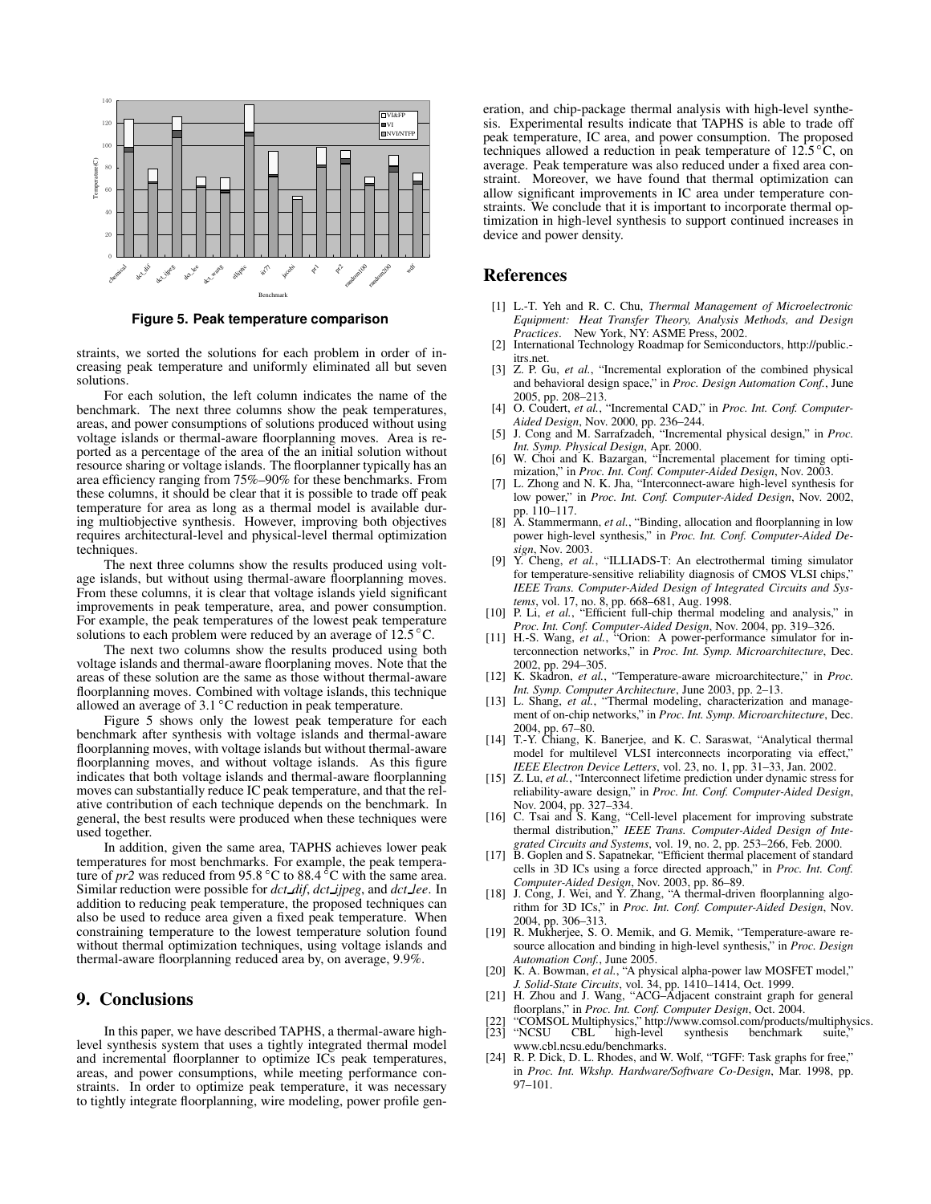140

120

100

80

60

40

20

0

Temperature(C)

VI&FP

VI

NVI/NTFP

chemical

dct_dif

dct_ijpeg

dct_lee

dct_wang

elliptic

iir77

jacobi

pr1

pr2

random100

random200

wdf

Benchmark

**Figure 5. Peak temperature comparison**

straints, we sorted the solutions for each problem in order of increasing peak temperature and uniformly eliminated all but seven solutions.

For each solution, the left column indicates the name of the benchmark. The next three columns show the peak temperatures, areas, and power consumptions of solutions produced without using voltage islands or thermal-aware floorplanning moves. Area is reported as a percentage of the area of the an initial solution without resource sharing or voltage islands. The floorplanner typically has an area efficiency ranging from 75%–90% for these benchmarks. From these columns, it should be clear that it is possible to trade off peak temperature for area as long as a thermal model is available during multiobjective synthesis. However, improving both objectives requires architectural-level and physical-level thermal optimization techniques.

The next three columns show the results produced using voltage islands, but without using thermal-aware floorplanning moves. From these columns, it is clear that voltage islands yield significant improvements in peak temperature, area, and power consumption. For example, the peak temperatures of the lowest peak temperature solutions to each problem were reduced by an average of 12.5 °C.

The next two columns show the results produced using both voltage islands and thermal-aware floorplaning moves. Note that the areas of these solution are the same as those without thermal-aware floorplanning moves. Combined with voltage islands, this technique allowed an average of 3.1 °C reduction in peak temperature.

Figure 5 shows only the lowest peak temperature for each benchmark after synthesis with voltage islands and thermal-aware floorplanning moves, with voltage islands but without thermal-aware floorplanning moves, and without voltage islands. As this figure indicates that both voltage islands and thermal-aware floorplanning moves can substantially reduce IC peak temperature, and that the relative contribution of each technique depends on the benchmark. In general, the best results were produced when these techniques were used together.

In addition, given the same area, TAPHS achieves lower peak temperatures for most benchmarks. For example, the peak temperature of *pr2* was reduced from 95.8 °C to 88.4 °C with the same area. Similar reduction were possible for *dct_dif*, *dct_ijpeg*, and *dct_lee*. In addition to reducing peak temperature, the proposed techniques can also be used to reduce area given a fixed peak temperature. When constraining temperature to the lowest temperature solution found without thermal optimization techniques, using voltage islands and thermal-aware floorplanning reduced area by, on average, 9.9%.

## 9. Conclusions

In this paper, we have described TAPHS, a thermal-aware high-level synthesis system that uses a tightly integrated thermal model and incremental floorplanner to optimize ICs peak temperatures, areas, and power consumptions, while meeting performance constraints. In order to optimize peak temperature, it was necessary to tightly integrate floorplanning, wire modeling, power profile generation, and chip-package thermal analysis with high-level synthesis. Experimental results indicate that TAPHS is able to trade off peak temperature, IC area, and power consumption. The proposed techniques allowed a reduction in peak temperature of 12.5 °C, on average. Peak temperature was also reduced under a fixed area constraint. Moreover, we have found that thermal optimization can allow significant improvements in IC area under temperature constraints. We conclude that it is important to incorporate thermal optimization in high-level synthesis to support continued increases in device and power density.

## References

[1] L.-T. Yeh and R. C. Chu, *Thermal Management of Microelectronic Equipment: Heat Transfer Theory, Analysis Methods, and Design Practices*. New York, NY: ASME Press, 2002.

[2] International Technology Roadmap for Semiconductors, http://public.-itrs.net.

[3] Z. P. Gu, *et al.*, "Incremental exploration of the combined physical and behavioral design space," in *Proc. Design Automation Conf.*, June 2005, pp. 208–213.

[4] O. Coudert, *et al.*, "Incremental CAD," in *Proc. Int. Conf. Computer-Aided Design*, Nov. 2000, pp. 236–244.

[5] J. Cong and M. Sarrafzadeh, "Incremental physical design," in *Proc. Int. Symp. Physical Design*, Apr. 2000.

[6] W. Choi and K. Bazargan, "Incremental placement for timing optimization," in *Proc. Int. Conf. Computer-Aided Design*, Nov. 2003.

[7] L. Zhong and N. K. Jha, "Interconnect-aware high-level synthesis for low power," in *Proc. Int. Conf. Computer-Aided Design*, Nov. 2002, pp. 110–117.

[8] A. Stammermann, *et al.*, "Binding, allocation and floorplanning in low power high-level synthesis," in *Proc. Int. Conf. Computer-Aided Design*, Nov. 2003.

[9] Y. Cheng, *et al.*, "ILLIADS-T: An electrothermal timing simulator for temperature-sensitive reliability diagnosis of CMOS VLSI chips," *IEEE Trans. Computer-Aided Design of Integrated Circuits and Systems*, vol. 17, no. 8, pp. 668–681, Aug. 1998.

[10] P. Li, *et al.*, "Efficient full-chip thermal modeling and analysis," in *Proc. Int. Conf. Computer-Aided Design*, Nov. 2004, pp. 319–326.

[11] H.-S. Wang, *et al.*, "Orion: A power-performance simulator for interconnection networks," in *Proc. Int. Symp. Microarchitecture*, Dec. 2002, pp. 294–305.

[12] K. Skadron, *et al.*, "Temperature-aware microarchitecture," in *Proc. Int. Symp. Computer Architecture*, June 2003, pp. 2–13.

[13] L. Shang, *et al.*, "Thermal modeling, characterization and management of on-chip networks," in *Proc. Int. Symp. Microarchitecture*, Dec. 2004, pp. 67–80.

[14] T.-Y. Chiang, K. Banerjee, and K. C. Saraswat, "Analytical thermal model for multilevel VLSI interconnects incorporating via effect," *IEEE Electron Device Letters*, vol. 23, no. 1, pp. 31–33, Jan. 2002.

[15] Z. Lu, *et al.*, "Interconnect lifetime prediction under dynamic stress for reliability-aware design," in *Proc. Int. Conf. Computer-Aided Design*, Nov. 2004, pp. 327–334.

[16] C. Tsai and S. Kang, "Cell-level placement for improving substrate thermal distribution," *IEEE Trans. Computer-Aided Design of Integrated Circuits and Systems*, vol. 19, no. 2, pp. 253–266, Feb. 2000.

[17] B. Goplen and S. Sapatnekar, "Efficient thermal placement of standard cells in 3D ICs using a force directed approach," in *Proc. Int. Conf. Computer-Aided Design*, Nov. 2003, pp. 86–89.

[18] J. Cong, J. Wei, and Y. Zhang, "A thermal-driven floorplanning algorithm for 3D ICs," in *Proc. Int. Conf. Computer-Aided Design*, Nov. 2004, pp. 306–313.

[19] R. Mukherjee, S. O. Memik, and G. Memik, "Temperature-aware resource allocation and binding in high-level synthesis," in *Proc. Design Automation Conf.*, June 2005.

[20] K. A. Bowman, *et al.*, "A physical alpha-power law MOSFET model," *J. Solid-State Circuits*, vol. 34, pp. 1410–1414, Oct. 1999.

[21] H. Zhou and J. Wang, "ACG–Adjacent constraint graph for general floorplans," in *Proc. Int. Conf. Computer Design*, Oct. 2004.

[22] "COMSOL Multiphysics," http://www.comsol.com/products/multiphysics.

[23] "NCSU CBL high-level synthesis benchmark suite," www.cbl.ncsu.edu/benchmarks.

[24] R. P. Dick, D. L. Rhodes, and W. Wolf, "TGFF: Task graphs for free," in *Proc. Int. Wkshp. Hardware/Software Co-Design*, Mar. 1998, pp. 97–101.